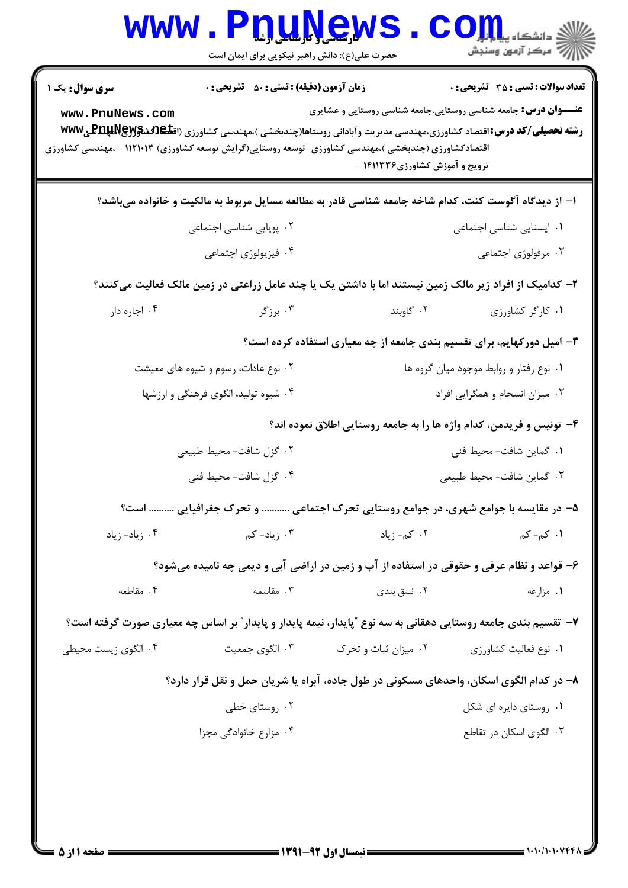**سری سوال:** یک ۱

**زمان آزمون (دقیقه) : تستی : ۵۰ تشریحی : ۰**

**تعداد سوالات : تستی : ۳۵ تشریحی : ۰**

**عنـــوان درس:** جامعه شناسی روستایی،جامعه شناسی روستایی و عشایری

**رشته تحصیلی/کد درس:** اقتصاد کشاورزی،مهندسی مدیریت وآبادانی روستاها(چندبخشی )،مهندسی کشاورزی (اقتصاد کشاورزی)،مهندسی اقتصادکشاورزی (چندبخشی )،مهندسی کشاورزی-توسعه روستایی(گرایش توسعه کشاورزی) ۱۱۲۱۰۱۳ - ،مهندسی کشاورزی ترویج و آموزش کشاورزی۱۴۱۱۳۳۶ -

۱- از دیدگاه آگوست کنت، کدام شاخه جامعه شناسی قادر به مطالعه مسایل مربوط به مالکیت و خانواده می‌باشد؟

۱. ایستایی شناسی اجتماعی
۲. پویایی شناسی اجتماعی
۳. مرفولوژی اجتماعی
۴. فیزیولوژی اجتماعی

۲- کدامیک از افراد زیر مالک زمین نیستند اما با داشتن یک یا چند عامل زراعتی در زمین مالک فعالیت می‌کنند؟

۱. کارگر کشاورزی
۲. گاوبند
۳. برزگر
۴. اجاره دار

۳- امیل دورکهایم، برای تقسیم بندی جامعه از چه معیاری استفاده کرده است؟

۱. نوع رفتار و روابط موجود میان گروه ها
۲. نوع عادات، رسوم و شیوه های معیشت
۳. میزان انسجام و همگرایی افراد
۴. شیوه تولید، الگوی فرهنگی و ارزشها

۴- تونیس و فریدمن، کدام واژه ها را به جامعه روستایی اطلاق نموده اند؟

۱. گماین شافت- محیط فنی
۲. گزل شافت- محیط طبیعی
۳. گماین شافت- محیط طبیعی
۴. گزل شافت- محیط فنی

۵- در مقایسه با جوامع شهری، در جوامع روستایی تحرک اجتماعی .......... و تحرک جغرافیایی .......... است؟

۱. کم- کم
۲. کم- زیاد
۳. زیاد- کم
۴. زیاد- زیاد

۶- قواعد و نظام عرفی و حقوقی در استفاده از آب و زمین در اراضی آبی و دیمی چه نامیده می‌شود؟

۱. مزارعه
۲. نسق بندی
۳. مقاسمه
۴. مقاطعه

۷- تقسیم بندی جامعه روستایی دهقانی به سه نوع "پایدار، نیمه پایدار و پایدار" بر اساس چه معیاری صورت گرفته است؟

۱. نوع فعالیت کشاورزی
۲. میزان ثبات و تحرک
۳. الگوی جمعیت
۴. الگوی زیست محیطی

۸- در کدام الگوی اسکان، واحدهای مسکونی در طول جاده، آبراه یا شریان حمل و نقل قرار دارد؟

۱. روستای دایره ای شکل
۲. روستای خطی
۳. الگوی اسکان در تقاطع
۴. مزارع خانوادگی مجزا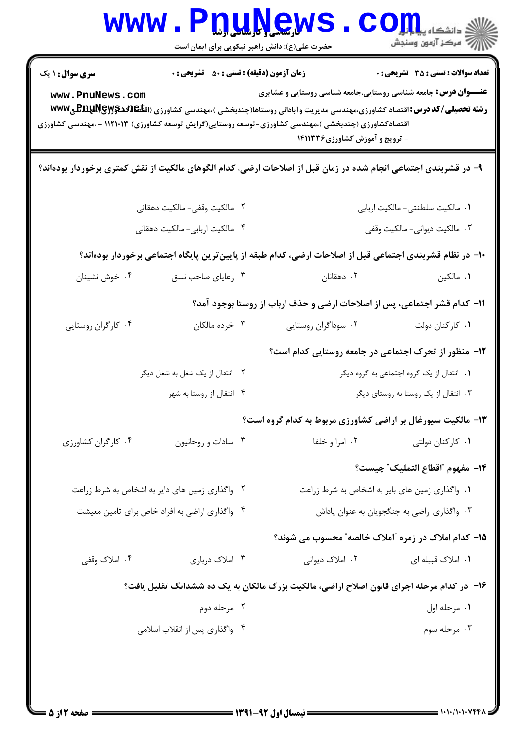**سری سوال:** ۱ یک

**زمان آزمون (دقیقه) : تستی : ۵۰ تشریحی : ۰**

**تعداد سوالات : تستی : ۳۵ تشریحی : ۰**

**عنـــوان درس:** جامعه شناسی روستایی،جامعه شناسی روستایی و عشایری

**رشته تحصیلی/کد درس:** اقتصاد کشاورزی،مهندسی مدیریت وآبادانی روستاها(چندبخشی )،مهندسی کشاورزی (اقتصاد کشاورزی)،مهندسی اقتصادکشاورزی (چندبخشی )،مهندسی کشاورزی-توسعه روستایی(گرایش توسعه کشاورزی) ۱۱۲۱۰۱۳ - ،مهندسی کشاورزی - ترویج و آموزش کشاورزی۱۴۱۱۳۳۶

۹- در قشربندی اجتماعی انجام شده در زمان قبل از اصلاحات ارضی، کدام الگوهای مالکیت از نقش کمتری برخوردار بوده‌اند؟

۱. مالکیت سلطنتی- مالکیت اربابی
۲. مالکیت وقفی- مالکیت دهقانی
۳. مالکیت دیوانی- مالکیت وقفی
۴. مالکیت اربابی- مالکیت دهقانی

۱۰- در نظام قشربندی اجتماعی قبل از اصلاحات ارضی، کدام طبقه از پایین‌ترین پایگاه اجتماعی برخوردار بوده‌اند؟

۱. مالکین
۲. دهقانان
۳. رعایای صاحب نسق
۴. خوش نشینان

۱۱- کدام قشر اجتماعی، پس از اصلاحات ارضی و حذف ارباب از روستا بوجود آمد؟

۱. کارکنان دولت
۲. سوداگران روستایی
۳. خرده مالکان
۴. کارگران روستایی

۱۲- منظور از تحرک اجتماعی در جامعه روستایی کدام است؟

۱. انتقال از یک گروه اجتماعی به گروه دیگر
۲. انتقال از یک شغل به شغل دیگر
۳. انتقال از یک روستا به روستای دیگر
۴. انتقال از روستا به شهر

۱۳- مالکیت سیورغال بر اراضی کشاورزی مربوط به کدام گروه است؟

۱. کارکنان دولتی
۲. امرا و خلفا
۳. سادات و روحانیون
۴. کارگران کشاورزی

۱۴- مفهوم "اقطاع التملیک" چیست؟

۱. واگذاری زمین های بایر به اشخاص به شرط زراعت
۲. واگذاری زمین های دایر به اشخاص به شرط زراعت
۳. واگذاری اراضی به جنگجویان به عنوان پاداش
۴. واگذاری اراضی به افراد خاص برای تامین معیشت

۱۵- کدام املاک در زمره "املاک خالصه" محسوب می شوند؟

۱. املاک قبیله ای
۲. املاک دیوانی
۳. املاک درباری
۴. املاک وقفی

۱۶- در کدام مرحله اجرای قانون اصلاح اراضی، مالکیت بزرگ مالکان به یک ده ششدانگ تقلیل یافت؟

۱. مرحله اول
۲. مرحله دوم
۳. مرحله سوم
۴. واگذاری پس از انقلاب اسلامی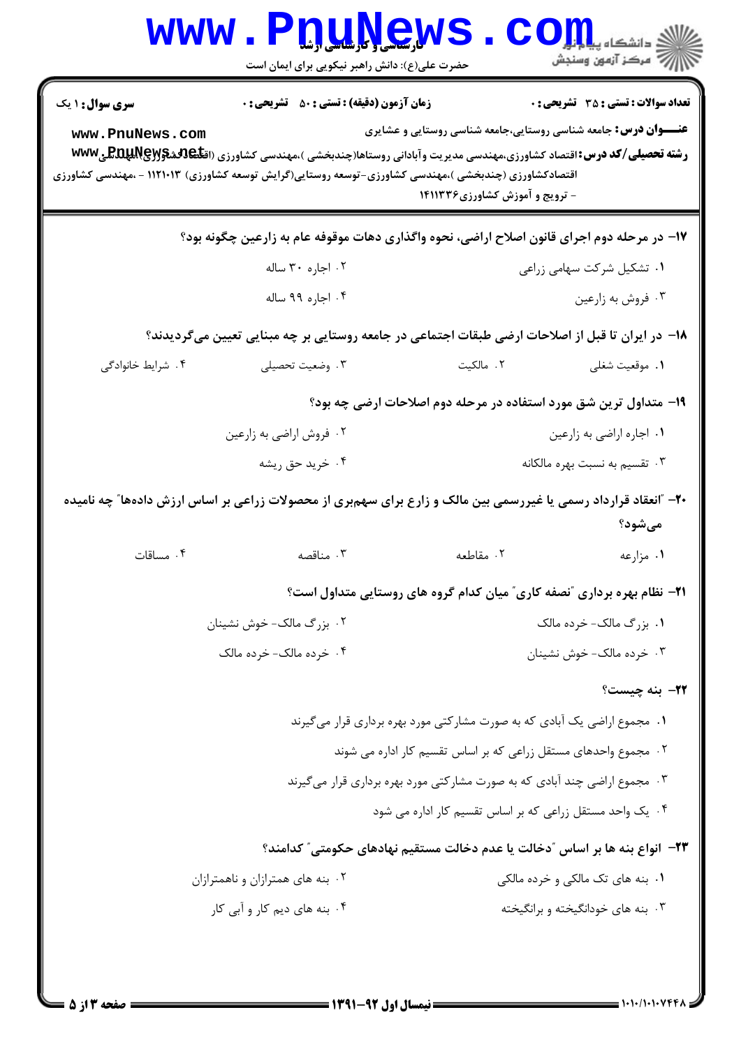**سری سوال:** ۱ یک

**زمان آزمون (دقیقه) : تستی :** ۵۰ **تشریحی :** ۰

**تعداد سوالات : تستی :** ۳۵ **تشریحی :** ۰

**عنـــوان درس:** جامعه شناسی روستایی،جامعه شناسی روستایی و عشایری

**رشته تحصیلی/کد درس:** اقتصاد کشاورزی،مهندسی مدیریت وآبادانی روستاها(چندبخشی )،مهندسی کشاورزی (اقتصاد کشاورزی)،مهندسی اقتصادکشاورزی (چندبخشی )،مهندسی کشاورزی-توسعه روستایی(گرایش توسعه کشاورزی) ۱۱۲۱۰۱۳ - ،مهندسی کشاورزی - ترویج و آموزش کشاورزی۱۴۱۱۳۳۶

**۱۷-** در مرحله دوم اجرای قانون اصلاح اراضی، نحوه واگذاری دهات موقوفه عام به زارعین چگونه بود؟

۱. تشکیل شرکت سهامی زراعی
۲. اجاره ۳۰ ساله
۳. فروش به زارعین
۴. اجاره ۹۹ ساله

**۱۸-** در ایران تا قبل از اصلاحات ارضی طبقات اجتماعی در جامعه روستایی بر چه مبنایی تعیین می‌گردیدند؟

۱. موقعیت شغلی
۲. مالکیت
۳. وضعیت تحصیلی
۴. شرایط خانوادگی

**۱۹-** متداول ترین شق مورد استفاده در مرحله دوم اصلاحات ارضی چه بود؟

۱. اجاره اراضی به زارعین
۲. فروش اراضی به زارعین
۳. تقسیم به نسبت بهره مالکانه
۴. خرید حق ریشه

**۲۰-** "انعقاد قرارداد رسمی یا غیررسمی بین مالک و زارع برای سهم‌بری از محصولات زراعی بر اساس ارزش داده‌ها" چه نامیده می‌شود؟

۱. مزارعه
۲. مقاطعه
۳. مناقصه
۴. مساقات

**۲۱-** نظام بهره برداری "نصفه کاری" میان کدام گروه های روستایی متداول است؟

۱. بزرگ مالک- خرده مالک
۲. بزرگ مالک- خوش نشینان
۳. خرده مالک- خوش نشینان
۴. خرده مالک- خرده مالک

**۲۲-** بنه چیست؟

۱. مجموع اراضی یک آبادی که به صورت مشارکتی مورد بهره برداری قرار می‌گیرند
۲. مجموع واحدهای مستقل زراعی که بر اساس تقسیم کار اداره می شوند
۳. مجموع اراضی چند آبادی که به صورت مشارکتی مورد بهره برداری قرار می‌گیرند
۴. یک واحد مستقل زراعی که بر اساس تقسیم کار اداره می شود

**۲۳-** انواع بنه ها بر اساس "دخالت یا عدم دخالت مستقیم نهادهای حکومتی" کدامند؟

۱. بنه های تک مالکی و خرده مالکی
۲. بنه های همترازان و ناهمترازان
۳. بنه های خودانگیخته و برانگیخته
۴. بنه های دیم کار و آبی کار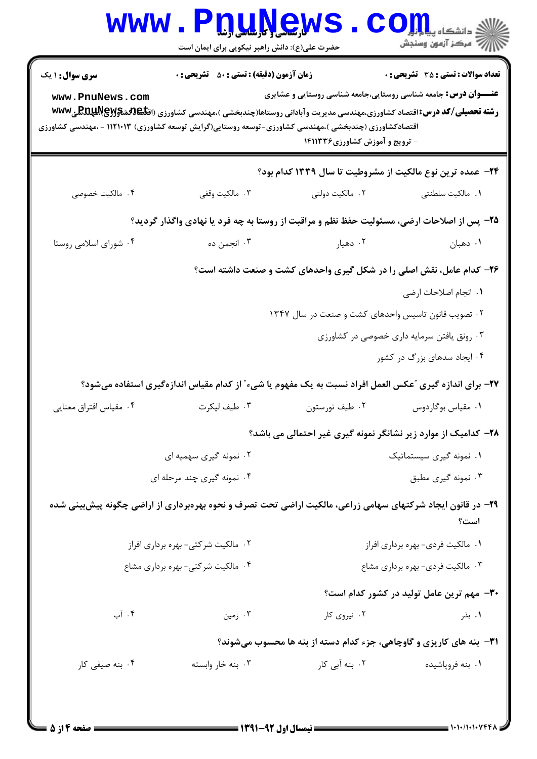**سری سؤال:** ۱ یک

**زمان آزمون (دقیقه) : تستی : ۵۰ تشریحی : ۰**

**تعداد سوالات : تستی : ۳۵ تشریحی : ۰**

**عنـــوان درس:** جامعه شناسی روستایی،جامعه شناسی روستایی و عشایری

**رشته تحصیلی/کد درس:** اقتصاد کشاورزی،مهندسی مدیریت وآبادانی روستاها(چندبخشی )،مهندسی کشاورزی (اقتصاد کشاورزی)،مهندسی اقتصادکشاورزی (چندبخشی )،مهندسی کشاورزی-توسعه روستایی(گرایش توسعه کشاورزی) ۱۱۲۱۰۱۳ - ،مهندسی کشاورزی - ترویج و آموزش کشاورزی۱۴۱۱۳۳۶

۲۴- عمده ترین نوع مالکیت از مشروطیت تا سال ۱۳۳۹ کدام بود؟

۱. مالکیت سلطنتی
۲. مالکیت دولتی
۳. مالکیت وقفی
۴. مالکیت خصوصی

۲۵- پس از اصلاحات ارضی، مسئولیت حفظ نظم و مراقبت از روستا به چه فرد یا نهادی واگذار گردید؟

۱. دهبان
۲. دهیار
۳. انجمن ده
۴. شورای اسلامی روستا

۲۶- کدام عامل، نقش اصلی را در شکل گیری واحدهای کشت و صنعت داشته است؟

۱. انجام اصلاحات ارضی
۲. تصویب قانون تاسیس واحدهای کشت و صنعت در سال ۱۳۴۷
۳. رونق یافتن سرمایه داری خصوصی در کشاورزی
۴. ایجاد سدهای بزرگ در کشور

۲۷- برای اندازه گیری "عکس العمل افراد نسبت به یک مفهوم یا شیء" از کدام مقیاس اندازه‌گیری استفاده می‌شود؟

۱. مقیاس بوگاردوس
۲. طیف تورستون
۳. طیف لیکرت
۴. مقیاس افتراق معنایی

۲۸- کدامیک از موارد زیر نشانگر نمونه گیری غیر احتمالی می باشد؟

۱. نمونه گیری سیستماتیک
۲. نمونه گیری سهمیه ای
۳. نمونه گیری مطبق
۴. نمونه گیری چند مرحله ای

۲۹- در قانون ایجاد شرکتهای سهامی زراعی، مالکیت اراضی تحت تصرف و نحوه بهره‌برداری از اراضی چگونه پیش‌بینی شده است؟

۱. مالکیت فردی- بهره برداری افراز
۲. مالکیت شرکتی- بهره برداری افراز
۳. مالکیت فردی- بهره برداری مشاع
۴. مالکیت شرکتی- بهره برداری مشاع

۳۰- مهم ترین عامل تولید در کشور کدام است؟

۱. بذر
۲. نیروی کار
۳. زمین
۴. آب

۳۱- بنه های کاریزی و گاوچاهی، جزء کدام دسته از بنه ها محسوب می‌شوند؟

۱. بنه فروپاشیده
۲. بنه آبی کار
۳. بنه خار وابسته
۴. بنه صیفی کار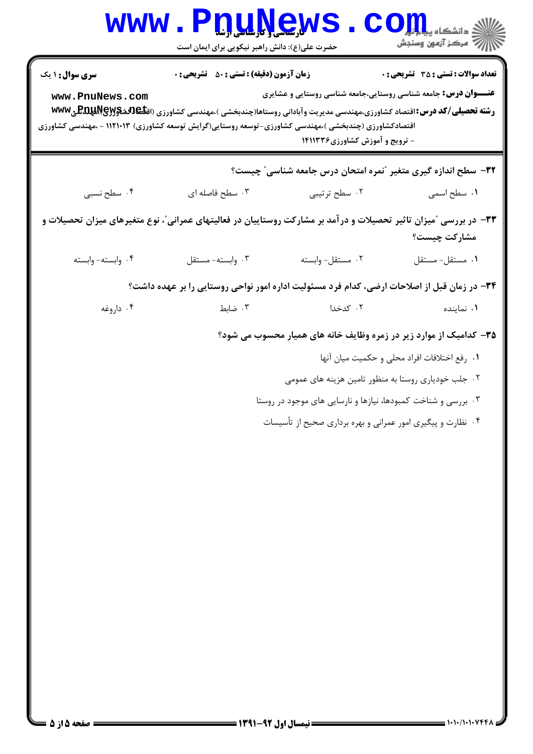**۳۲- سطح اندازه گیری متغیر "نمره امتحان درس جامعه شناسی" چیست؟**

۱. سطح اسمی　　۲. سطح ترتیبی　　۳. سطح فاصله ای　　۴. سطح نسبی

**۳۳- در بررسی "میزان تاثیر تحصیلات و درآمد بر مشارکت روستاییان در فعالیتهای عمرانی"، نوع متغیرهای میزان تحصیلات و مشارکت چیست؟**

۱. مستقل- مستقل　　۲. مستقل- وابسته　　۳. وابسته- مستقل　　۴. وابسته- وابسته

**۳۴- در زمان قبل از اصلاحات ارضی، کدام فرد مسئولیت اداره امور نواحی روستایی را بر عهده داشت؟**

۱. نماینده　　۲. کدخدا　　۳. ضابط　　۴. داروغه

**۳۵- کدامیک از موارد زیر در زمره وظایف خانه های همیار محسوب می شود؟**

۱. رفع اختلافات افراد محلی و حکمیت میان آنها

۲. جلب خودیاری روستا به منظور تامین هزینه های عمومی

۳. بررسی و شناخت کمبودها، نیازها و نارسایی های موجود در روستا

۴. نظارت و پیگیری امور عمرانی و بهره برداری صحیح از تأسیسات